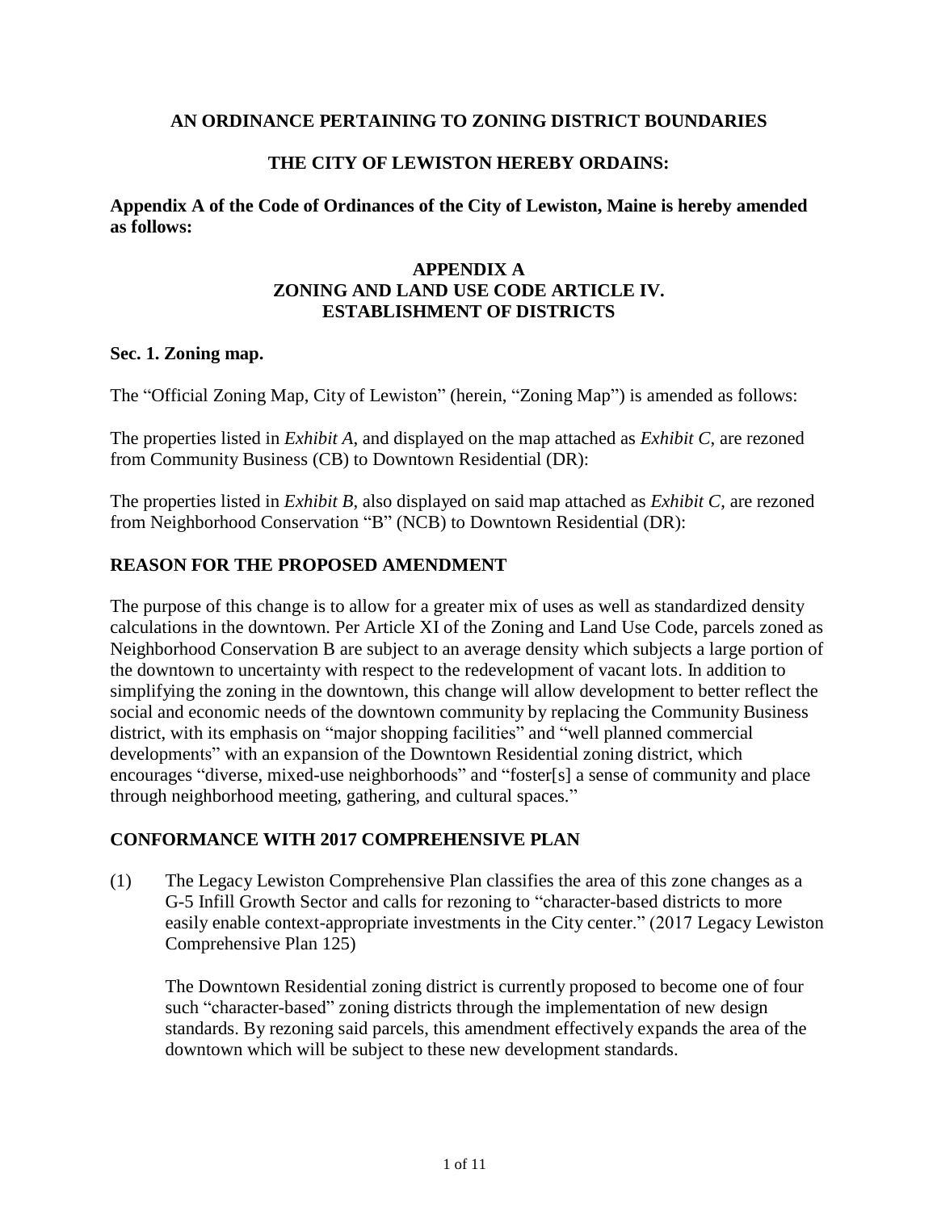**AN ORDINANCE PERTAINING TO ZONING DISTRICT BOUNDARIES**

**THE CITY OF LEWISTON HEREBY ORDAINS:**

**Appendix A of the Code of Ordinances of the City of Lewiston, Maine is hereby amended as follows:**

**APPENDIX A**
**ZONING AND LAND USE CODE ARTICLE IV.**
**ESTABLISHMENT OF DISTRICTS**

**Sec. 1. Zoning map.**

The "Official Zoning Map, City of Lewiston" (herein, "Zoning Map") is amended as follows:

The properties listed in *Exhibit A*, and displayed on the map attached as *Exhibit C*, are rezoned from Community Business (CB) to Downtown Residential (DR):

The properties listed in *Exhibit B*, also displayed on said map attached as *Exhibit C*, are rezoned from Neighborhood Conservation "B" (NCB) to Downtown Residential (DR):

## REASON FOR THE PROPOSED AMENDMENT

The purpose of this change is to allow for a greater mix of uses as well as standardized density calculations in the downtown. Per Article XI of the Zoning and Land Use Code, parcels zoned as Neighborhood Conservation B are subject to an average density which subjects a large portion of the downtown to uncertainty with respect to the redevelopment of vacant lots. In addition to simplifying the zoning in the downtown, this change will allow development to better reflect the social and economic needs of the downtown community by replacing the Community Business district, with its emphasis on "major shopping facilities" and "well planned commercial developments" with an expansion of the Downtown Residential zoning district, which encourages "diverse, mixed-use neighborhoods" and "foster[s] a sense of community and place through neighborhood meeting, gathering, and cultural spaces."

## CONFORMANCE WITH 2017 COMPREHENSIVE PLAN

(1) The Legacy Lewiston Comprehensive Plan classifies the area of this zone changes as a G-5 Infill Growth Sector and calls for rezoning to "character-based districts to more easily enable context-appropriate investments in the City center." (2017 Legacy Lewiston Comprehensive Plan 125)

The Downtown Residential zoning district is currently proposed to become one of four such "character-based" zoning districts through the implementation of new design standards. By rezoning said parcels, this amendment effectively expands the area of the downtown which will be subject to these new development standards.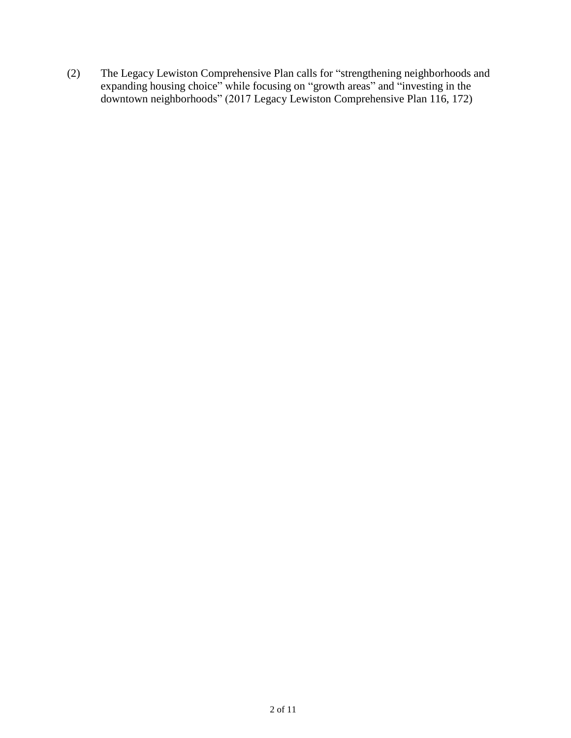(2) The Legacy Lewiston Comprehensive Plan calls for "strengthening neighborhoods and expanding housing choice" while focusing on "growth areas" and "investing in the downtown neighborhoods" (2017 Legacy Lewiston Comprehensive Plan 116, 172)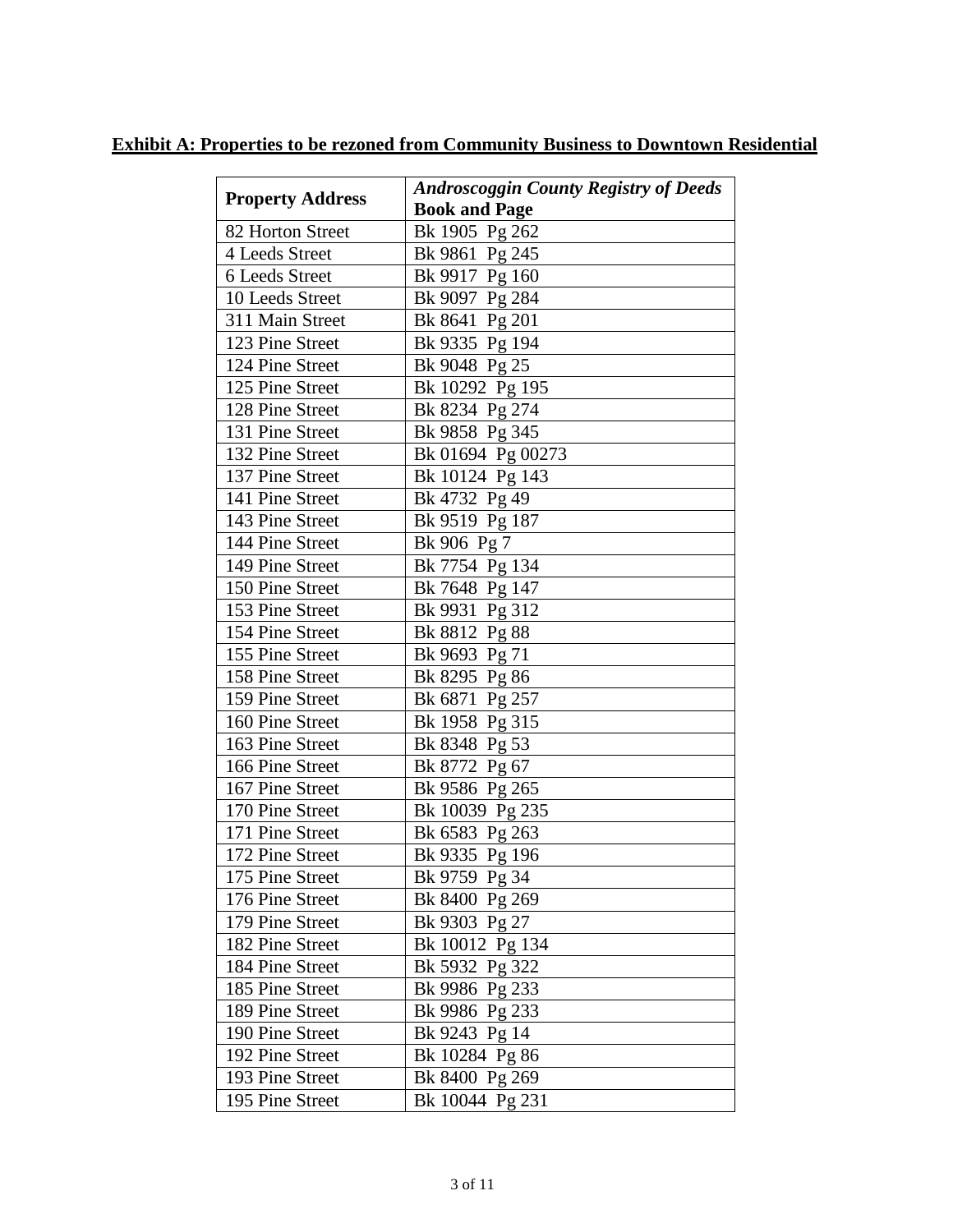**Exhibit A: Properties to be rezoned from Community Business to Downtown Residential**

| Property Address | ***Androscoggin County Registry of Deeds*** **Book and Page** |
|---|---|
| 82 Horton Street | Bk 1905 Pg 262 |
| 4 Leeds Street | Bk 9861 Pg 245 |
| 6 Leeds Street | Bk 9917 Pg 160 |
| 10 Leeds Street | Bk 9097 Pg 284 |
| 311 Main Street | Bk 8641 Pg 201 |
| 123 Pine Street | Bk 9335 Pg 194 |
| 124 Pine Street | Bk 9048 Pg 25 |
| 125 Pine Street | Bk 10292 Pg 195 |
| 128 Pine Street | Bk 8234 Pg 274 |
| 131 Pine Street | Bk 9858 Pg 345 |
| 132 Pine Street | Bk 01694 Pg 00273 |
| 137 Pine Street | Bk 10124 Pg 143 |
| 141 Pine Street | Bk 4732 Pg 49 |
| 143 Pine Street | Bk 9519 Pg 187 |
| 144 Pine Street | Bk 906 Pg 7 |
| 149 Pine Street | Bk 7754 Pg 134 |
| 150 Pine Street | Bk 7648 Pg 147 |
| 153 Pine Street | Bk 9931 Pg 312 |
| 154 Pine Street | Bk 8812 Pg 88 |
| 155 Pine Street | Bk 9693 Pg 71 |
| 158 Pine Street | Bk 8295 Pg 86 |
| 159 Pine Street | Bk 6871 Pg 257 |
| 160 Pine Street | Bk 1958 Pg 315 |
| 163 Pine Street | Bk 8348 Pg 53 |
| 166 Pine Street | Bk 8772 Pg 67 |
| 167 Pine Street | Bk 9586 Pg 265 |
| 170 Pine Street | Bk 10039 Pg 235 |
| 171 Pine Street | Bk 6583 Pg 263 |
| 172 Pine Street | Bk 9335 Pg 196 |
| 175 Pine Street | Bk 9759 Pg 34 |
| 176 Pine Street | Bk 8400 Pg 269 |
| 179 Pine Street | Bk 9303 Pg 27 |
| 182 Pine Street | Bk 10012 Pg 134 |
| 184 Pine Street | Bk 5932 Pg 322 |
| 185 Pine Street | Bk 9986 Pg 233 |
| 189 Pine Street | Bk 9986 Pg 233 |
| 190 Pine Street | Bk 9243 Pg 14 |
| 192 Pine Street | Bk 10284 Pg 86 |
| 193 Pine Street | Bk 8400 Pg 269 |
| 195 Pine Street | Bk 10044 Pg 231 |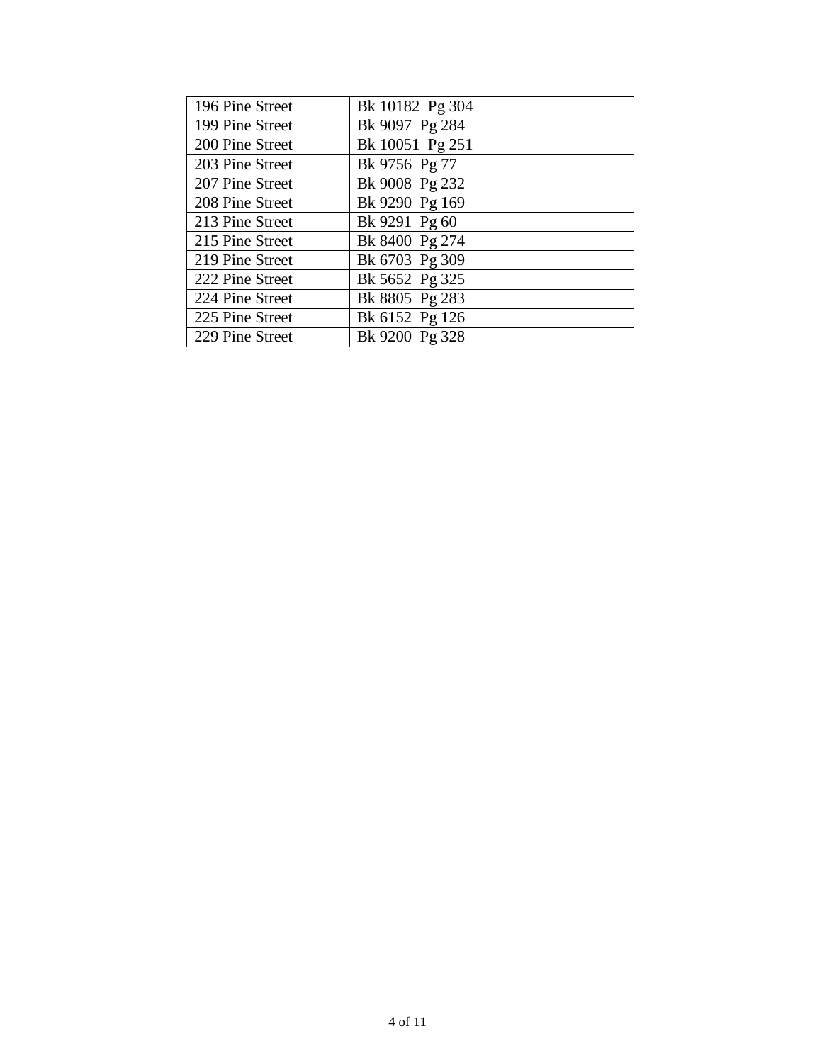| 196 Pine Street | Bk 10182 Pg 304 |
|---|---|
| 199 Pine Street | Bk 9097 Pg 284 |
| 200 Pine Street | Bk 10051 Pg 251 |
| 203 Pine Street | Bk 9756 Pg 77 |
| 207 Pine Street | Bk 9008 Pg 232 |
| 208 Pine Street | Bk 9290 Pg 169 |
| 213 Pine Street | Bk 9291 Pg 60 |
| 215 Pine Street | Bk 8400 Pg 274 |
| 219 Pine Street | Bk 6703 Pg 309 |
| 222 Pine Street | Bk 5652 Pg 325 |
| 224 Pine Street | Bk 8805 Pg 283 |
| 225 Pine Street | Bk 6152 Pg 126 |
| 229 Pine Street | Bk 9200 Pg 328 |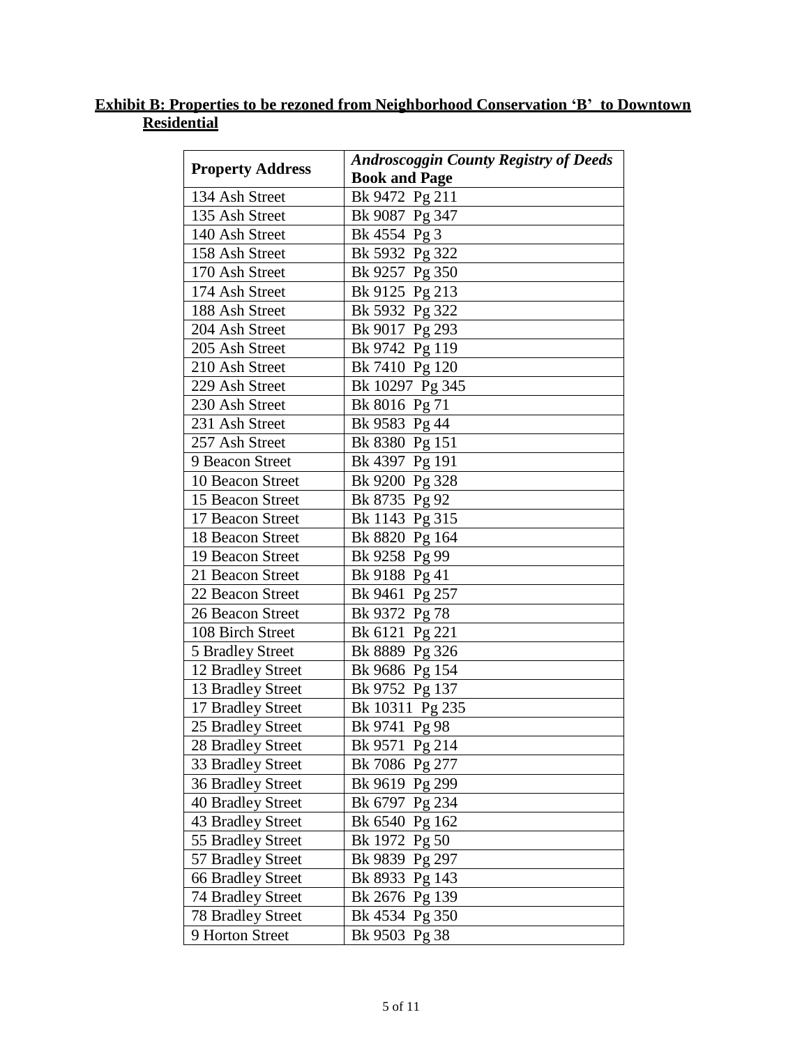**Exhibit B: Properties to be rezoned from Neighborhood Conservation 'B' to Downtown Residential**

| **Property Address** | ***Androscoggin County Registry of Deeds* Book and Page** |
|---|---|
| 134 Ash Street | Bk 9472 Pg 211 |
| 135 Ash Street | Bk 9087 Pg 347 |
| 140 Ash Street | Bk 4554 Pg 3 |
| 158 Ash Street | Bk 5932 Pg 322 |
| 170 Ash Street | Bk 9257 Pg 350 |
| 174 Ash Street | Bk 9125 Pg 213 |
| 188 Ash Street | Bk 5932 Pg 322 |
| 204 Ash Street | Bk 9017 Pg 293 |
| 205 Ash Street | Bk 9742 Pg 119 |
| 210 Ash Street | Bk 7410 Pg 120 |
| 229 Ash Street | Bk 10297 Pg 345 |
| 230 Ash Street | Bk 8016 Pg 71 |
| 231 Ash Street | Bk 9583 Pg 44 |
| 257 Ash Street | Bk 8380 Pg 151 |
| 9 Beacon Street | Bk 4397 Pg 191 |
| 10 Beacon Street | Bk 9200 Pg 328 |
| 15 Beacon Street | Bk 8735 Pg 92 |
| 17 Beacon Street | Bk 1143 Pg 315 |
| 18 Beacon Street | Bk 8820 Pg 164 |
| 19 Beacon Street | Bk 9258 Pg 99 |
| 21 Beacon Street | Bk 9188 Pg 41 |
| 22 Beacon Street | Bk 9461 Pg 257 |
| 26 Beacon Street | Bk 9372 Pg 78 |
| 108 Birch Street | Bk 6121 Pg 221 |
| 5 Bradley Street | Bk 8889 Pg 326 |
| 12 Bradley Street | Bk 9686 Pg 154 |
| 13 Bradley Street | Bk 9752 Pg 137 |
| 17 Bradley Street | Bk 10311 Pg 235 |
| 25 Bradley Street | Bk 9741 Pg 98 |
| 28 Bradley Street | Bk 9571 Pg 214 |
| 33 Bradley Street | Bk 7086 Pg 277 |
| 36 Bradley Street | Bk 9619 Pg 299 |
| 40 Bradley Street | Bk 6797 Pg 234 |
| 43 Bradley Street | Bk 6540 Pg 162 |
| 55 Bradley Street | Bk 1972 Pg 50 |
| 57 Bradley Street | Bk 9839 Pg 297 |
| 66 Bradley Street | Bk 8933 Pg 143 |
| 74 Bradley Street | Bk 2676 Pg 139 |
| 78 Bradley Street | Bk 4534 Pg 350 |
| 9 Horton Street | Bk 9503 Pg 38 |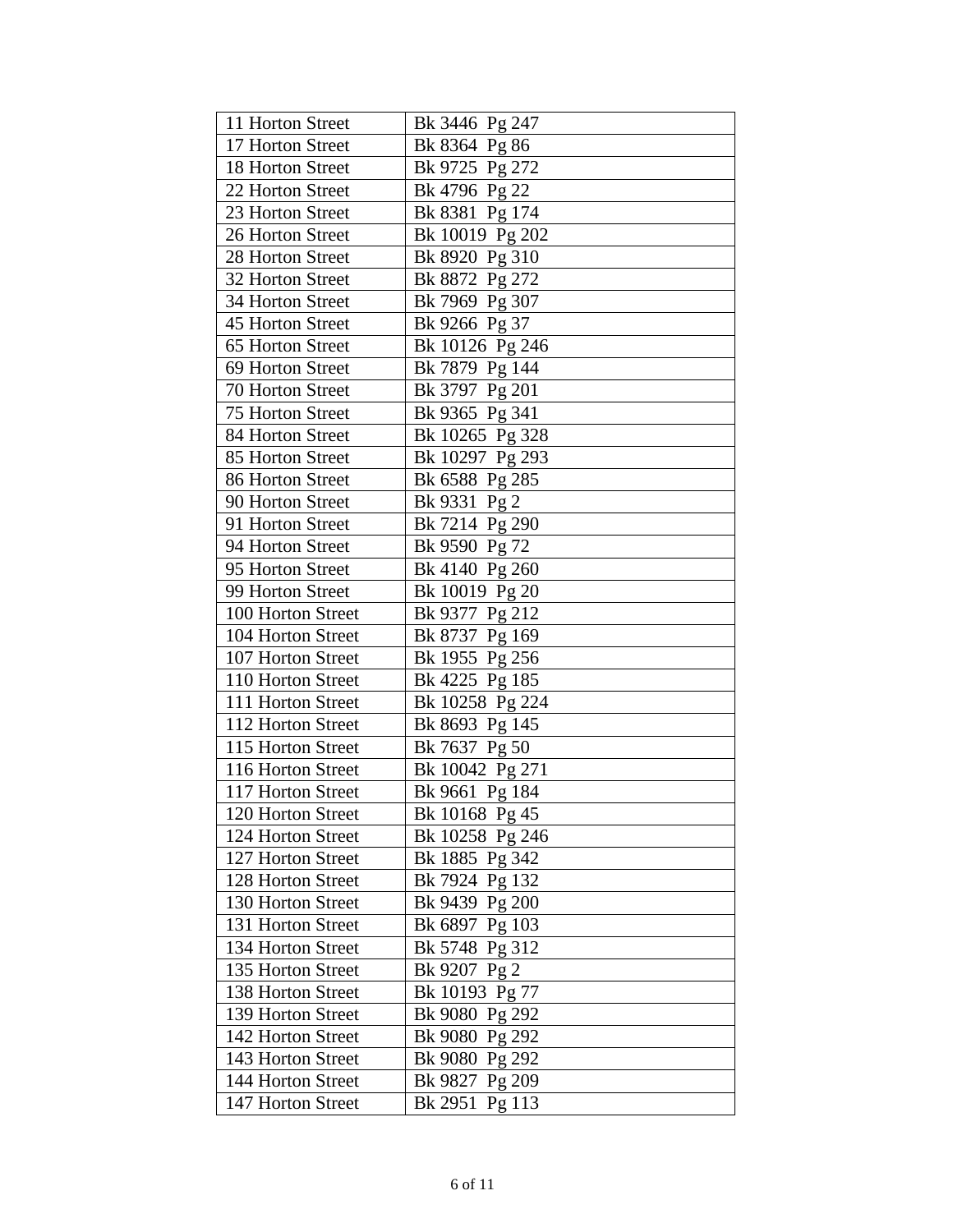| 11 Horton Street | Bk 3446 Pg 247 |
|---|---|
| 17 Horton Street | Bk 8364 Pg 86 |
| 18 Horton Street | Bk 9725 Pg 272 |
| 22 Horton Street | Bk 4796 Pg 22 |
| 23 Horton Street | Bk 8381 Pg 174 |
| 26 Horton Street | Bk 10019 Pg 202 |
| 28 Horton Street | Bk 8920 Pg 310 |
| 32 Horton Street | Bk 8872 Pg 272 |
| 34 Horton Street | Bk 7969 Pg 307 |
| 45 Horton Street | Bk 9266 Pg 37 |
| 65 Horton Street | Bk 10126 Pg 246 |
| 69 Horton Street | Bk 7879 Pg 144 |
| 70 Horton Street | Bk 3797 Pg 201 |
| 75 Horton Street | Bk 9365 Pg 341 |
| 84 Horton Street | Bk 10265 Pg 328 |
| 85 Horton Street | Bk 10297 Pg 293 |
| 86 Horton Street | Bk 6588 Pg 285 |
| 90 Horton Street | Bk 9331 Pg 2 |
| 91 Horton Street | Bk 7214 Pg 290 |
| 94 Horton Street | Bk 9590 Pg 72 |
| 95 Horton Street | Bk 4140 Pg 260 |
| 99 Horton Street | Bk 10019 Pg 20 |
| 100 Horton Street | Bk 9377 Pg 212 |
| 104 Horton Street | Bk 8737 Pg 169 |
| 107 Horton Street | Bk 1955 Pg 256 |
| 110 Horton Street | Bk 4225 Pg 185 |
| 111 Horton Street | Bk 10258 Pg 224 |
| 112 Horton Street | Bk 8693 Pg 145 |
| 115 Horton Street | Bk 7637 Pg 50 |
| 116 Horton Street | Bk 10042 Pg 271 |
| 117 Horton Street | Bk 9661 Pg 184 |
| 120 Horton Street | Bk 10168 Pg 45 |
| 124 Horton Street | Bk 10258 Pg 246 |
| 127 Horton Street | Bk 1885 Pg 342 |
| 128 Horton Street | Bk 7924 Pg 132 |
| 130 Horton Street | Bk 9439 Pg 200 |
| 131 Horton Street | Bk 6897 Pg 103 |
| 134 Horton Street | Bk 5748 Pg 312 |
| 135 Horton Street | Bk 9207 Pg 2 |
| 138 Horton Street | Bk 10193 Pg 77 |
| 139 Horton Street | Bk 9080 Pg 292 |
| 142 Horton Street | Bk 9080 Pg 292 |
| 143 Horton Street | Bk 9080 Pg 292 |
| 144 Horton Street | Bk 9827 Pg 209 |
| 147 Horton Street | Bk 2951 Pg 113 |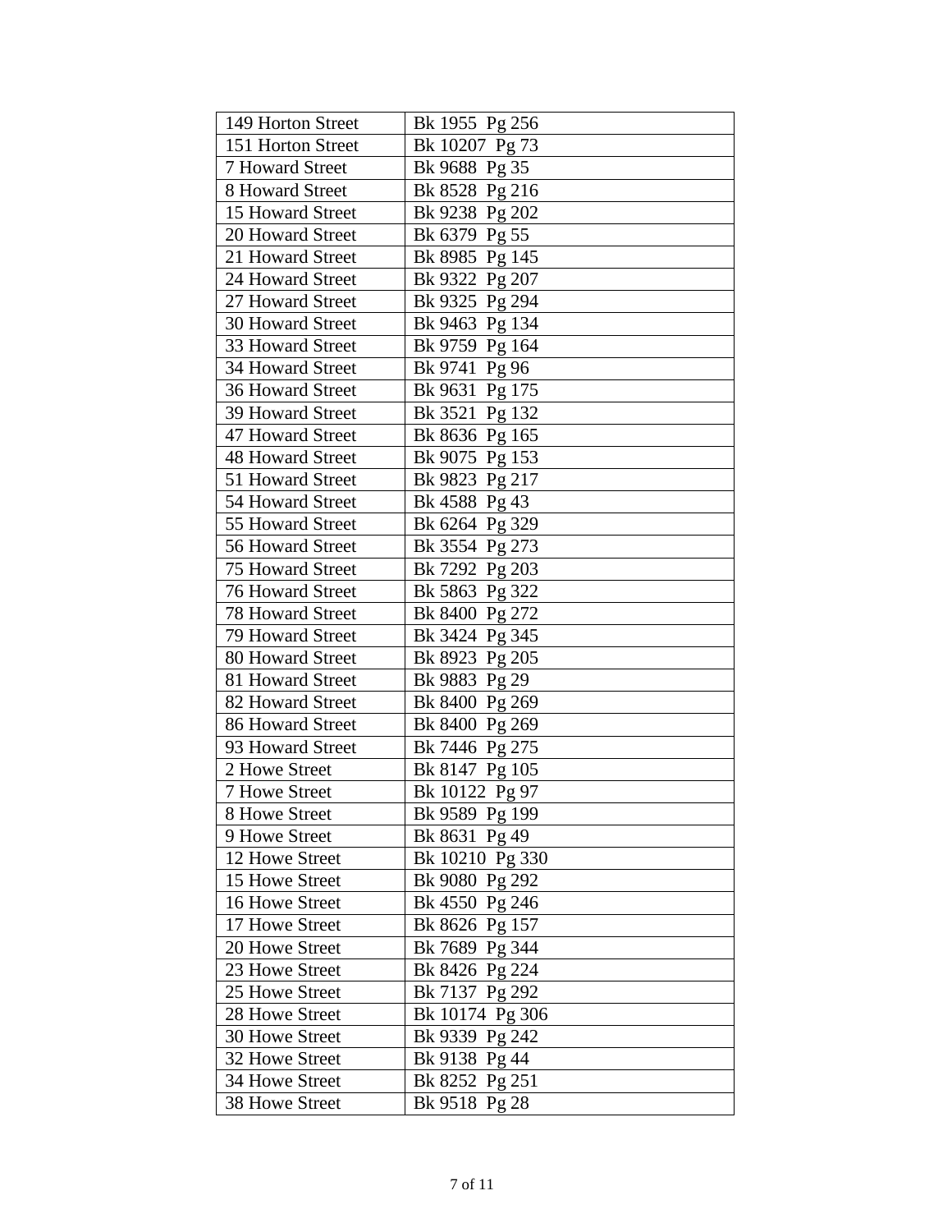| 149 Horton Street | Bk 1955 Pg 256 |
|---|---|
| 151 Horton Street | Bk 10207 Pg 73 |
| 7 Howard Street | Bk 9688 Pg 35 |
| 8 Howard Street | Bk 8528 Pg 216 |
| 15 Howard Street | Bk 9238 Pg 202 |
| 20 Howard Street | Bk 6379 Pg 55 |
| 21 Howard Street | Bk 8985 Pg 145 |
| 24 Howard Street | Bk 9322 Pg 207 |
| 27 Howard Street | Bk 9325 Pg 294 |
| 30 Howard Street | Bk 9463 Pg 134 |
| 33 Howard Street | Bk 9759 Pg 164 |
| 34 Howard Street | Bk 9741 Pg 96 |
| 36 Howard Street | Bk 9631 Pg 175 |
| 39 Howard Street | Bk 3521 Pg 132 |
| 47 Howard Street | Bk 8636 Pg 165 |
| 48 Howard Street | Bk 9075 Pg 153 |
| 51 Howard Street | Bk 9823 Pg 217 |
| 54 Howard Street | Bk 4588 Pg 43 |
| 55 Howard Street | Bk 6264 Pg 329 |
| 56 Howard Street | Bk 3554 Pg 273 |
| 75 Howard Street | Bk 7292 Pg 203 |
| 76 Howard Street | Bk 5863 Pg 322 |
| 78 Howard Street | Bk 8400 Pg 272 |
| 79 Howard Street | Bk 3424 Pg 345 |
| 80 Howard Street | Bk 8923 Pg 205 |
| 81 Howard Street | Bk 9883 Pg 29 |
| 82 Howard Street | Bk 8400 Pg 269 |
| 86 Howard Street | Bk 8400 Pg 269 |
| 93 Howard Street | Bk 7446 Pg 275 |
| 2 Howe Street | Bk 8147 Pg 105 |
| 7 Howe Street | Bk 10122 Pg 97 |
| 8 Howe Street | Bk 9589 Pg 199 |
| 9 Howe Street | Bk 8631 Pg 49 |
| 12 Howe Street | Bk 10210 Pg 330 |
| 15 Howe Street | Bk 9080 Pg 292 |
| 16 Howe Street | Bk 4550 Pg 246 |
| 17 Howe Street | Bk 8626 Pg 157 |
| 20 Howe Street | Bk 7689 Pg 344 |
| 23 Howe Street | Bk 8426 Pg 224 |
| 25 Howe Street | Bk 7137 Pg 292 |
| 28 Howe Street | Bk 10174 Pg 306 |
| 30 Howe Street | Bk 9339 Pg 242 |
| 32 Howe Street | Bk 9138 Pg 44 |
| 34 Howe Street | Bk 8252 Pg 251 |
| 38 Howe Street | Bk 9518 Pg 28 |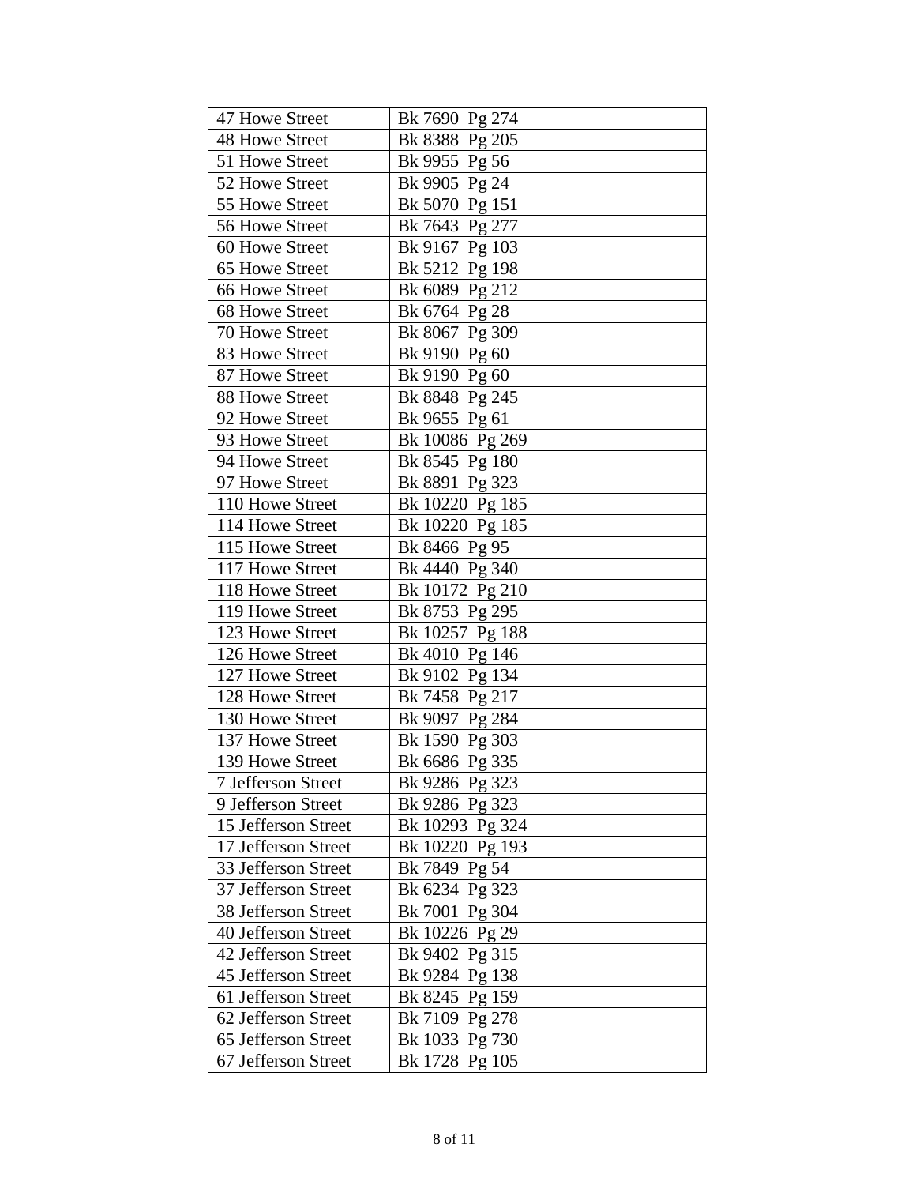| 47 Howe Street | Bk 7690 Pg 274 |
|---|---|
| 48 Howe Street | Bk 8388 Pg 205 |
| 51 Howe Street | Bk 9955 Pg 56 |
| 52 Howe Street | Bk 9905 Pg 24 |
| 55 Howe Street | Bk 5070 Pg 151 |
| 56 Howe Street | Bk 7643 Pg 277 |
| 60 Howe Street | Bk 9167 Pg 103 |
| 65 Howe Street | Bk 5212 Pg 198 |
| 66 Howe Street | Bk 6089 Pg 212 |
| 68 Howe Street | Bk 6764 Pg 28 |
| 70 Howe Street | Bk 8067 Pg 309 |
| 83 Howe Street | Bk 9190 Pg 60 |
| 87 Howe Street | Bk 9190 Pg 60 |
| 88 Howe Street | Bk 8848 Pg 245 |
| 92 Howe Street | Bk 9655 Pg 61 |
| 93 Howe Street | Bk 10086 Pg 269 |
| 94 Howe Street | Bk 8545 Pg 180 |
| 97 Howe Street | Bk 8891 Pg 323 |
| 110 Howe Street | Bk 10220 Pg 185 |
| 114 Howe Street | Bk 10220 Pg 185 |
| 115 Howe Street | Bk 8466 Pg 95 |
| 117 Howe Street | Bk 4440 Pg 340 |
| 118 Howe Street | Bk 10172 Pg 210 |
| 119 Howe Street | Bk 8753 Pg 295 |
| 123 Howe Street | Bk 10257 Pg 188 |
| 126 Howe Street | Bk 4010 Pg 146 |
| 127 Howe Street | Bk 9102 Pg 134 |
| 128 Howe Street | Bk 7458 Pg 217 |
| 130 Howe Street | Bk 9097 Pg 284 |
| 137 Howe Street | Bk 1590 Pg 303 |
| 139 Howe Street | Bk 6686 Pg 335 |
| 7 Jefferson Street | Bk 9286 Pg 323 |
| 9 Jefferson Street | Bk 9286 Pg 323 |
| 15 Jefferson Street | Bk 10293 Pg 324 |
| 17 Jefferson Street | Bk 10220 Pg 193 |
| 33 Jefferson Street | Bk 7849 Pg 54 |
| 37 Jefferson Street | Bk 6234 Pg 323 |
| 38 Jefferson Street | Bk 7001 Pg 304 |
| 40 Jefferson Street | Bk 10226 Pg 29 |
| 42 Jefferson Street | Bk 9402 Pg 315 |
| 45 Jefferson Street | Bk 9284 Pg 138 |
| 61 Jefferson Street | Bk 8245 Pg 159 |
| 62 Jefferson Street | Bk 7109 Pg 278 |
| 65 Jefferson Street | Bk 1033 Pg 730 |
| 67 Jefferson Street | Bk 1728 Pg 105 |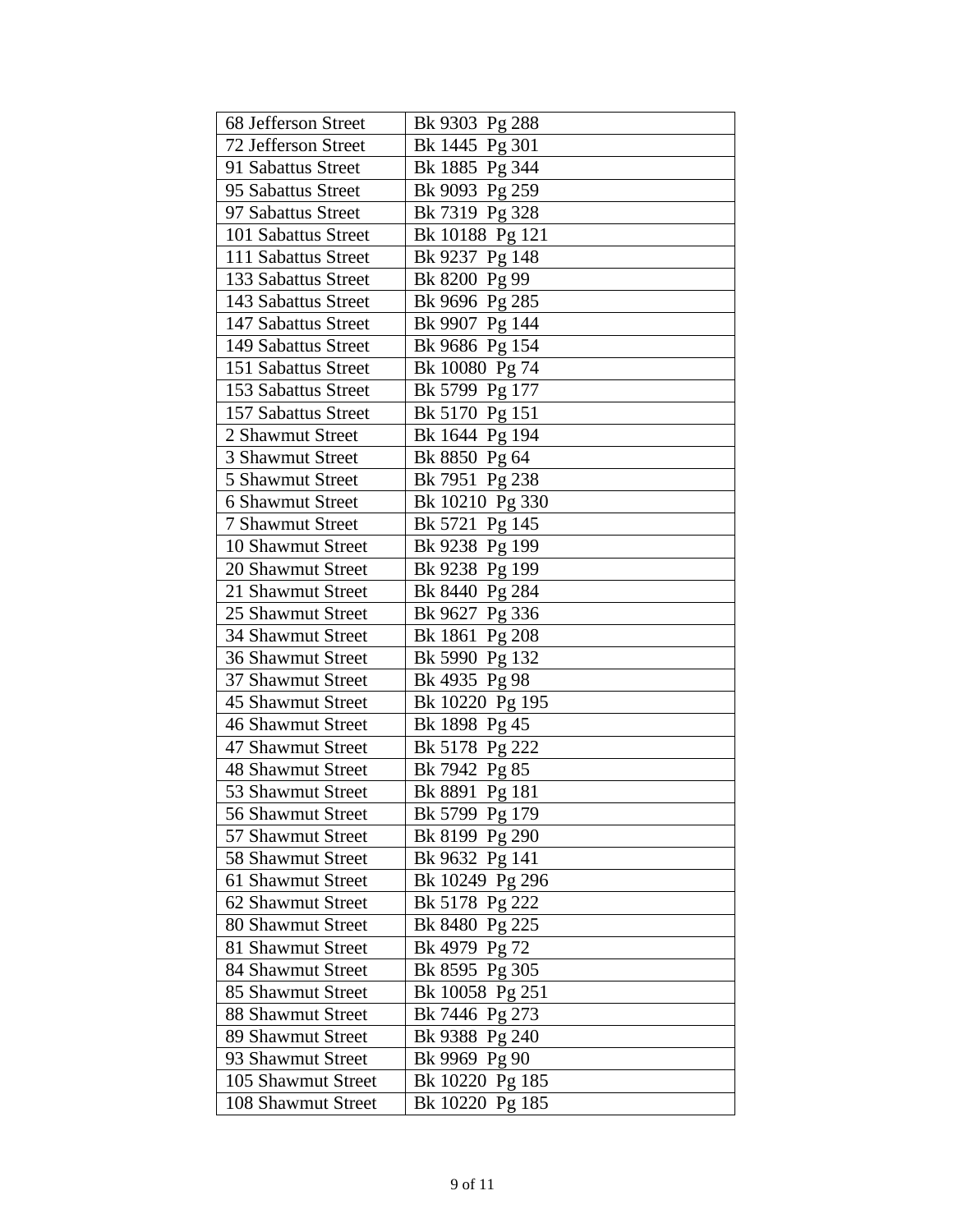| 68 Jefferson Street | Bk 9303 Pg 288 |
|---|---|
| 72 Jefferson Street | Bk 1445 Pg 301 |
| 91 Sabattus Street | Bk 1885 Pg 344 |
| 95 Sabattus Street | Bk 9093 Pg 259 |
| 97 Sabattus Street | Bk 7319 Pg 328 |
| 101 Sabattus Street | Bk 10188 Pg 121 |
| 111 Sabattus Street | Bk 9237 Pg 148 |
| 133 Sabattus Street | Bk 8200 Pg 99 |
| 143 Sabattus Street | Bk 9696 Pg 285 |
| 147 Sabattus Street | Bk 9907 Pg 144 |
| 149 Sabattus Street | Bk 9686 Pg 154 |
| 151 Sabattus Street | Bk 10080 Pg 74 |
| 153 Sabattus Street | Bk 5799 Pg 177 |
| 157 Sabattus Street | Bk 5170 Pg 151 |
| 2 Shawmut Street | Bk 1644 Pg 194 |
| 3 Shawmut Street | Bk 8850 Pg 64 |
| 5 Shawmut Street | Bk 7951 Pg 238 |
| 6 Shawmut Street | Bk 10210 Pg 330 |
| 7 Shawmut Street | Bk 5721 Pg 145 |
| 10 Shawmut Street | Bk 9238 Pg 199 |
| 20 Shawmut Street | Bk 9238 Pg 199 |
| 21 Shawmut Street | Bk 8440 Pg 284 |
| 25 Shawmut Street | Bk 9627 Pg 336 |
| 34 Shawmut Street | Bk 1861 Pg 208 |
| 36 Shawmut Street | Bk 5990 Pg 132 |
| 37 Shawmut Street | Bk 4935 Pg 98 |
| 45 Shawmut Street | Bk 10220 Pg 195 |
| 46 Shawmut Street | Bk 1898 Pg 45 |
| 47 Shawmut Street | Bk 5178 Pg 222 |
| 48 Shawmut Street | Bk 7942 Pg 85 |
| 53 Shawmut Street | Bk 8891 Pg 181 |
| 56 Shawmut Street | Bk 5799 Pg 179 |
| 57 Shawmut Street | Bk 8199 Pg 290 |
| 58 Shawmut Street | Bk 9632 Pg 141 |
| 61 Shawmut Street | Bk 10249 Pg 296 |
| 62 Shawmut Street | Bk 5178 Pg 222 |
| 80 Shawmut Street | Bk 8480 Pg 225 |
| 81 Shawmut Street | Bk 4979 Pg 72 |
| 84 Shawmut Street | Bk 8595 Pg 305 |
| 85 Shawmut Street | Bk 10058 Pg 251 |
| 88 Shawmut Street | Bk 7446 Pg 273 |
| 89 Shawmut Street | Bk 9388 Pg 240 |
| 93 Shawmut Street | Bk 9969 Pg 90 |
| 105 Shawmut Street | Bk 10220 Pg 185 |
| 108 Shawmut Street | Bk 10220 Pg 185 |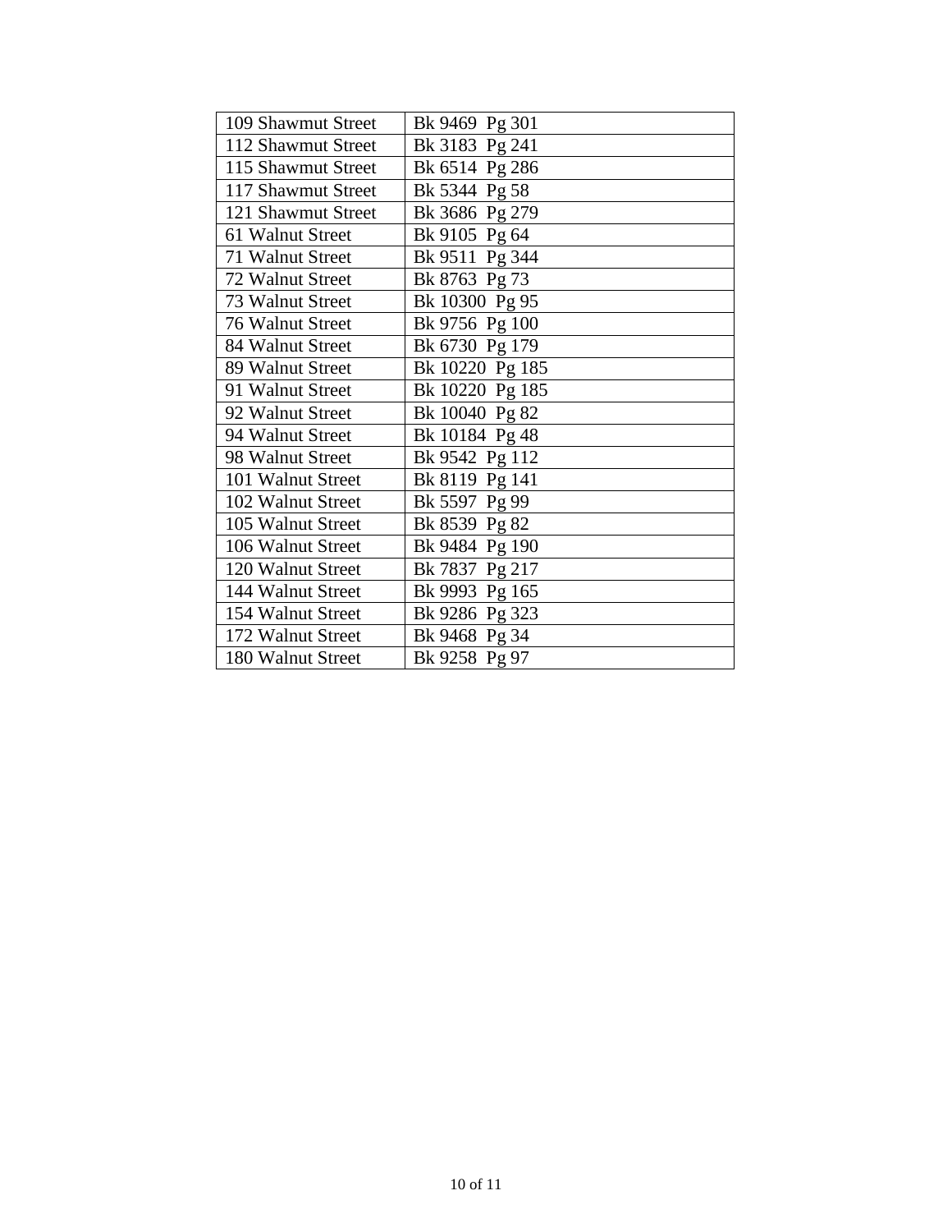| 109 Shawmut Street | Bk 9469 Pg 301 |
|---|---|
| 112 Shawmut Street | Bk 3183 Pg 241 |
| 115 Shawmut Street | Bk 6514 Pg 286 |
| 117 Shawmut Street | Bk 5344 Pg 58 |
| 121 Shawmut Street | Bk 3686 Pg 279 |
| 61 Walnut Street | Bk 9105 Pg 64 |
| 71 Walnut Street | Bk 9511 Pg 344 |
| 72 Walnut Street | Bk 8763 Pg 73 |
| 73 Walnut Street | Bk 10300 Pg 95 |
| 76 Walnut Street | Bk 9756 Pg 100 |
| 84 Walnut Street | Bk 6730 Pg 179 |
| 89 Walnut Street | Bk 10220 Pg 185 |
| 91 Walnut Street | Bk 10220 Pg 185 |
| 92 Walnut Street | Bk 10040 Pg 82 |
| 94 Walnut Street | Bk 10184 Pg 48 |
| 98 Walnut Street | Bk 9542 Pg 112 |
| 101 Walnut Street | Bk 8119 Pg 141 |
| 102 Walnut Street | Bk 5597 Pg 99 |
| 105 Walnut Street | Bk 8539 Pg 82 |
| 106 Walnut Street | Bk 9484 Pg 190 |
| 120 Walnut Street | Bk 7837 Pg 217 |
| 144 Walnut Street | Bk 9993 Pg 165 |
| 154 Walnut Street | Bk 9286 Pg 323 |
| 172 Walnut Street | Bk 9468 Pg 34 |
| 180 Walnut Street | Bk 9258 Pg 97 |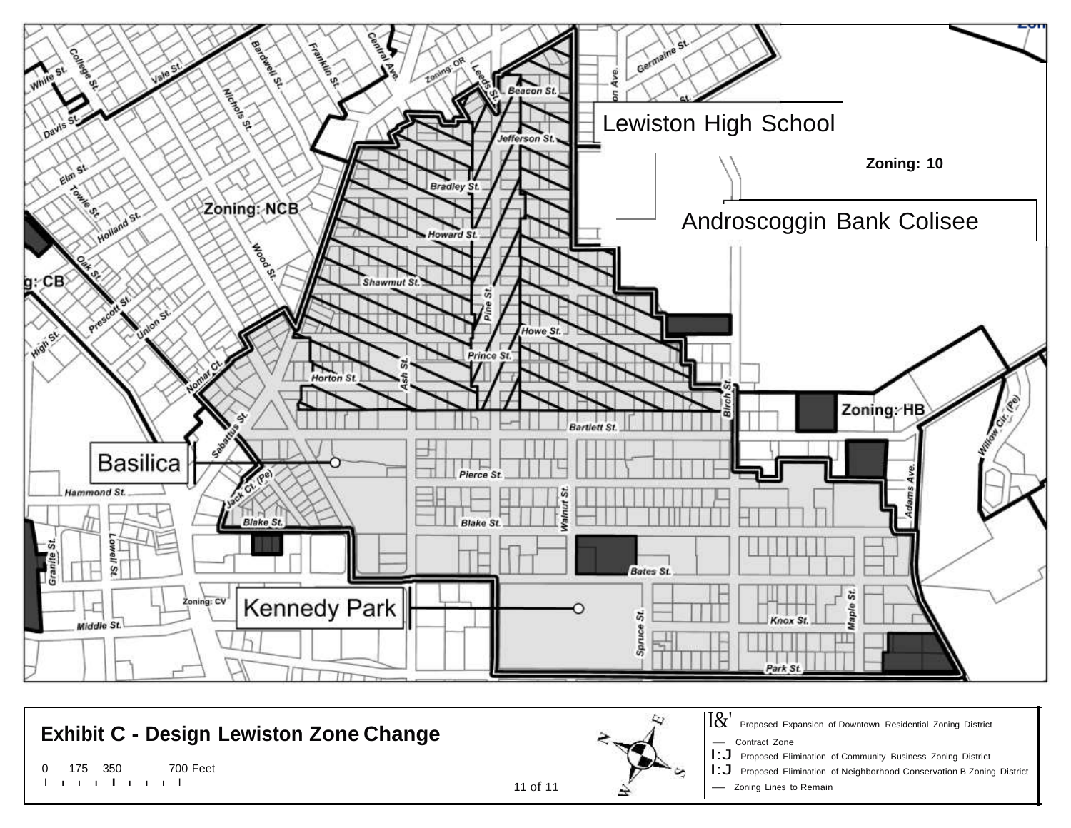Lewiston High School

Zoning: 10

Androscoggin Bank Colisee

Zoning: NCB

Zoning: HB

g: CB

Basilica

Kennedy Park

Zoning: CV

Zoning: OR

White St.
College St.
Vale St.
Bardwell St.
Franklin St.
Central Ave.
Leeds St.
Beacon St.
Germaine St.
Davis St.
Nicholas St.
Jefferson St.
Elm St.
Towle St.
Bradley St.
Holland St.
Howard St.
Oak St.
Wood St.
Shawmut St.
Prescott St.
Pine St.
Union St.
Howe St.
High St.
Prince St.
Nomar Ct.
Horton St.
Ash St.
Birch St.
Sabattus St.
Bartlett St.
Willow Cir. (Pe)
Hammond St.
Pierce St.
Jack Ct. (Pe)
Adams Ave.
Walnut St.
Blake St.
Blake St.
Granite St.
Lowell St.
Bates St.
Maple St.
Spruce St.
Knox St.
Middle St.
Park St.

## Exhibit C - Design Lewiston Zone Change

0 175 350 700 Feet

- Proposed Expansion of Downtown Residential Zoning District
- Contract Zone
- Proposed Elimination of Community Business Zoning District
- Proposed Elimination of Neighborhood Conservation B Zoning District
- Zoning Lines to Remain